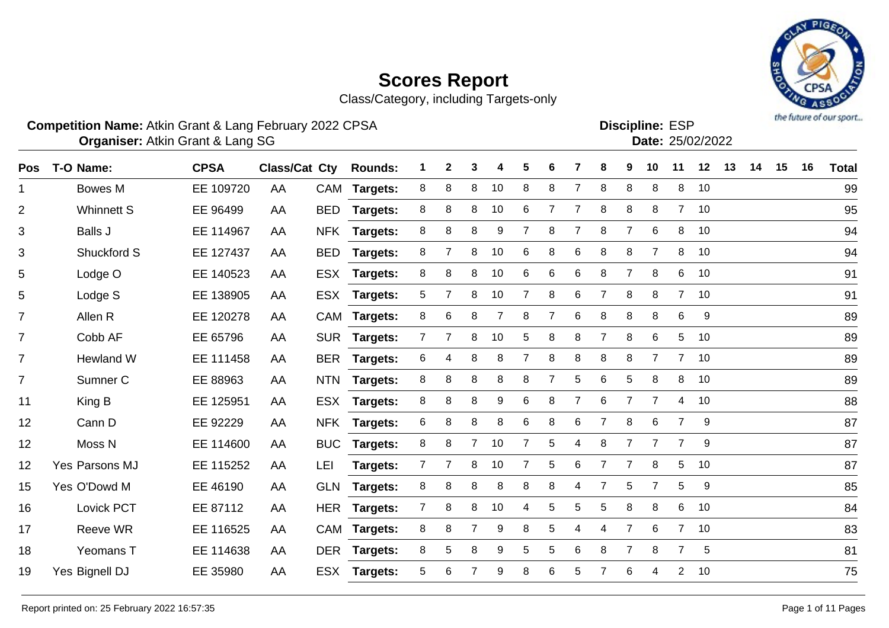# Scores Report

Class/Category, including Targets-only

**Competition Name:** Atkin Grant & Lang February 2022 CPSA
**Organiser:** Atkin Grant & Lang SG

**Discipline:** ESP
**Date:** 25/02/2022

| Pos | T-O | Name: | CPSA | Class/Cat | Cty | Rounds: | 1 | 2 | 3 | 4 | 5 | 6 | 7 | 8 | 9 | 10 | 11 | 12 | 13 | 14 | 15 | 16 | Total |
|---|---|---|---|---|---|---|---|---|---|---|---|---|---|---|---|---|---|---|---|---|---|---|---|
| 1 | | Bowes M | EE 109720 | AA | CAM | Targets: | 8 | 8 | 8 | 10 | 8 | 8 | 7 | 8 | 8 | 8 | 8 | 10 | | | | | 99 |
| 2 | | Whinnett S | EE 96499 | AA | BED | Targets: | 8 | 8 | 8 | 10 | 6 | 7 | 7 | 8 | 8 | 8 | 7 | 10 | | | | | 95 |
| 3 | | Balls J | EE 114967 | AA | NFK | Targets: | 8 | 8 | 8 | 9 | 7 | 8 | 7 | 8 | 7 | 6 | 8 | 10 | | | | | 94 |
| 3 | | Shuckford S | EE 127437 | AA | BED | Targets: | 8 | 7 | 8 | 10 | 6 | 8 | 6 | 8 | 8 | 7 | 8 | 10 | | | | | 94 |
| 5 | | Lodge O | EE 140523 | AA | ESX | Targets: | 8 | 8 | 8 | 10 | 6 | 6 | 6 | 8 | 7 | 8 | 6 | 10 | | | | | 91 |
| 5 | | Lodge S | EE 138905 | AA | ESX | Targets: | 5 | 7 | 8 | 10 | 7 | 8 | 6 | 7 | 8 | 8 | 7 | 10 | | | | | 91 |
| 7 | | Allen R | EE 120278 | AA | CAM | Targets: | 8 | 6 | 8 | 7 | 8 | 7 | 6 | 8 | 8 | 8 | 6 | 9 | | | | | 89 |
| 7 | | Cobb AF | EE 65796 | AA | SUR | Targets: | 7 | 7 | 8 | 10 | 5 | 8 | 8 | 7 | 8 | 6 | 5 | 10 | | | | | 89 |
| 7 | | Hewland W | EE 111458 | AA | BER | Targets: | 6 | 4 | 8 | 8 | 7 | 8 | 8 | 8 | 8 | 7 | 7 | 10 | | | | | 89 |
| 7 | | Sumner C | EE 88963 | AA | NTN | Targets: | 8 | 8 | 8 | 8 | 8 | 7 | 5 | 6 | 5 | 8 | 8 | 10 | | | | | 89 |
| 11 | | King B | EE 125951 | AA | ESX | Targets: | 8 | 8 | 8 | 9 | 6 | 8 | 7 | 6 | 7 | 7 | 4 | 10 | | | | | 88 |
| 12 | | Cann D | EE 92229 | AA | NFK | Targets: | 6 | 8 | 8 | 8 | 6 | 8 | 6 | 7 | 8 | 6 | 7 | 9 | | | | | 87 |
| 12 | | Moss N | EE 114600 | AA | BUC | Targets: | 8 | 8 | 7 | 10 | 7 | 5 | 4 | 8 | 7 | 7 | 7 | 9 | | | | | 87 |
| 12 | Yes | Parsons MJ | EE 115252 | AA | LEI | Targets: | 7 | 7 | 8 | 10 | 7 | 5 | 6 | 7 | 7 | 8 | 5 | 10 | | | | | 87 |
| 15 | Yes | O'Dowd M | EE 46190 | AA | GLN | Targets: | 8 | 8 | 8 | 8 | 8 | 8 | 4 | 7 | 5 | 7 | 5 | 9 | | | | | 85 |
| 16 | | Lovick PCT | EE 87112 | AA | HER | Targets: | 7 | 8 | 8 | 10 | 4 | 5 | 5 | 5 | 8 | 8 | 6 | 10 | | | | | 84 |
| 17 | | Reeve WR | EE 116525 | AA | CAM | Targets: | 8 | 8 | 7 | 9 | 8 | 5 | 4 | 4 | 7 | 6 | 7 | 10 | | | | | 83 |
| 18 | | Yeomans T | EE 114638 | AA | DER | Targets: | 8 | 5 | 8 | 9 | 5 | 5 | 6 | 8 | 7 | 8 | 7 | 5 | | | | | 81 |
| 19 | Yes | Bignell DJ | EE 35980 | AA | ESX | Targets: | 5 | 6 | 7 | 9 | 8 | 6 | 5 | 7 | 6 | 4 | 2 | 10 | | | | | 75 |

Report printed on: 25 February 2022 16:57:35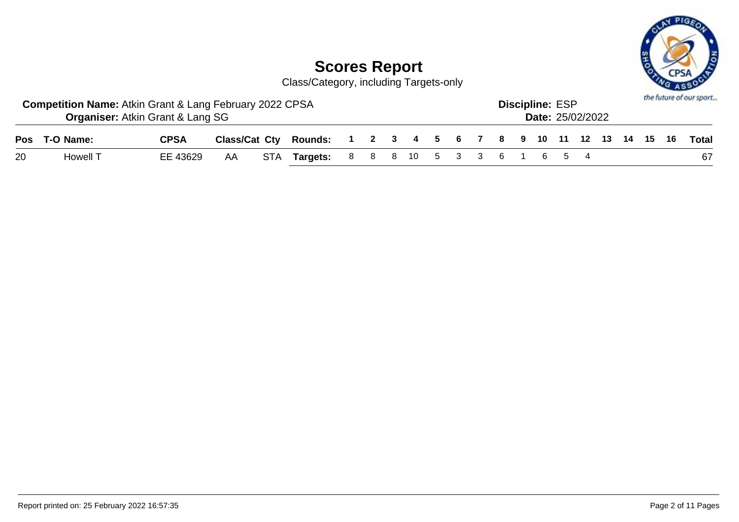# Scores Report

Class/Category, including Targets-only

**Competition Name:** Atkin Grant & Lang February 2022 CPSA
**Organiser:** Atkin Grant & Lang SG

**Discipline:** ESP
**Date:** 25/02/2022

| Pos | T-O | Name: | CPSA | Class/Cat | Cty | Rounds: | 1 | 2 | 3 | 4 | 5 | 6 | 7 | 8 | 9 | 10 | 11 | 12 | 13 | 14 | 15 | 16 | Total |
|---|---|---|---|---|---|---|---|---|---|---|---|---|---|---|---|---|---|---|---|---|---|---|---|
| 20 | | Howell T | EE 43629 | AA | STA | **Targets:** | 8 | 8 | 8 | 10 | 5 | 3 | 3 | 6 | 1 | 6 | 5 | 4 | | | | | 67 |

Report printed on: 25 February 2022 16:57:35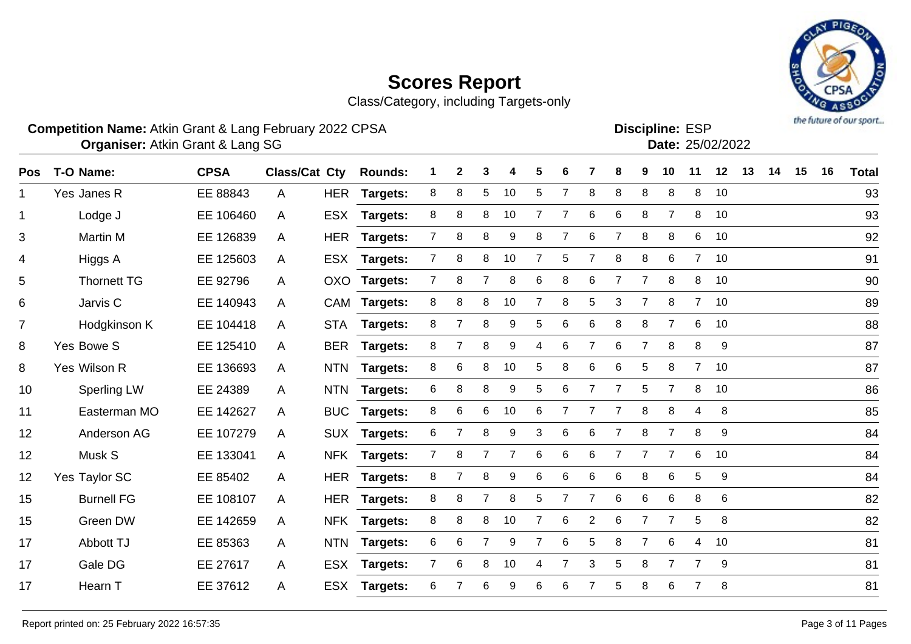# Scores Report

Class/Category, including Targets-only

**Competition Name:** Atkin Grant & Lang February 2022 CPSA
**Organiser:** Atkin Grant & Lang SG

**Discipline:** ESP
**Date:** 25/02/2022

| Pos | T-O | Name: | CPSA | Class/Cat | Cty | Rounds: | 1 | 2 | 3 | 4 | 5 | 6 | 7 | 8 | 9 | 10 | 11 | 12 | 13 | 14 | 15 | 16 | Total |
|---|---|---|---|---|---|---|---|---|---|---|---|---|---|---|---|---|---|---|---|---|---|---|---|
| 1 | Yes | Janes R | EE 88843 | A | HER | Targets: | 8 | 8 | 5 | 10 | 5 | 7 | 8 | 8 | 8 | 8 | 8 | 10 | | | | | 93 |
| 1 | | Lodge J | EE 106460 | A | ESX | Targets: | 8 | 8 | 8 | 10 | 7 | 7 | 6 | 6 | 8 | 7 | 8 | 10 | | | | | 93 |
| 3 | | Martin M | EE 126839 | A | HER | Targets: | 7 | 8 | 8 | 9 | 8 | 7 | 6 | 7 | 8 | 8 | 6 | 10 | | | | | 92 |
| 4 | | Higgs A | EE 125603 | A | ESX | Targets: | 7 | 8 | 8 | 10 | 7 | 5 | 7 | 8 | 8 | 6 | 7 | 10 | | | | | 91 |
| 5 | | Thornett TG | EE 92796 | A | OXO | Targets: | 7 | 8 | 7 | 8 | 6 | 8 | 6 | 7 | 7 | 8 | 8 | 10 | | | | | 90 |
| 6 | | Jarvis C | EE 140943 | A | CAM | Targets: | 8 | 8 | 8 | 10 | 7 | 8 | 5 | 3 | 7 | 8 | 7 | 10 | | | | | 89 |
| 7 | | Hodgkinson K | EE 104418 | A | STA | Targets: | 8 | 7 | 8 | 9 | 5 | 6 | 6 | 8 | 8 | 7 | 6 | 10 | | | | | 88 |
| 8 | Yes | Bowe S | EE 125410 | A | BER | Targets: | 8 | 7 | 8 | 9 | 4 | 6 | 7 | 6 | 7 | 8 | 8 | 9 | | | | | 87 |
| 8 | Yes | Wilson R | EE 136693 | A | NTN | Targets: | 8 | 6 | 8 | 10 | 5 | 8 | 6 | 6 | 5 | 8 | 7 | 10 | | | | | 87 |
| 10 | | Sperling LW | EE 24389 | A | NTN | Targets: | 6 | 8 | 8 | 9 | 5 | 6 | 7 | 7 | 5 | 7 | 8 | 10 | | | | | 86 |
| 11 | | Easterman MO | EE 142627 | A | BUC | Targets: | 8 | 6 | 6 | 10 | 6 | 7 | 7 | 7 | 8 | 8 | 4 | 8 | | | | | 85 |
| 12 | | Anderson AG | EE 107279 | A | SUX | Targets: | 6 | 7 | 8 | 9 | 3 | 6 | 6 | 7 | 8 | 7 | 8 | 9 | | | | | 84 |
| 12 | | Musk S | EE 133041 | A | NFK | Targets: | 7 | 8 | 7 | 7 | 6 | 6 | 6 | 7 | 7 | 7 | 6 | 10 | | | | | 84 |
| 12 | Yes | Taylor SC | EE 85402 | A | HER | Targets: | 8 | 7 | 8 | 9 | 6 | 6 | 6 | 6 | 8 | 6 | 5 | 9 | | | | | 84 |
| 15 | | Burnell FG | EE 108107 | A | HER | Targets: | 8 | 8 | 7 | 8 | 5 | 7 | 7 | 6 | 6 | 6 | 8 | 6 | | | | | 82 |
| 15 | | Green DW | EE 142659 | A | NFK | Targets: | 8 | 8 | 8 | 10 | 7 | 6 | 2 | 6 | 7 | 7 | 5 | 8 | | | | | 82 |
| 17 | | Abbott TJ | EE 85363 | A | NTN | Targets: | 6 | 6 | 7 | 9 | 7 | 6 | 5 | 8 | 7 | 6 | 4 | 10 | | | | | 81 |
| 17 | | Gale DG | EE 27617 | A | ESX | Targets: | 7 | 6 | 8 | 10 | 4 | 7 | 3 | 5 | 8 | 7 | 7 | 9 | | | | | 81 |
| 17 | | Hearn T | EE 37612 | A | ESX | Targets: | 6 | 7 | 6 | 9 | 6 | 6 | 7 | 5 | 8 | 6 | 7 | 8 | | | | | 81 |

Report printed on: 25 February 2022 16:57:35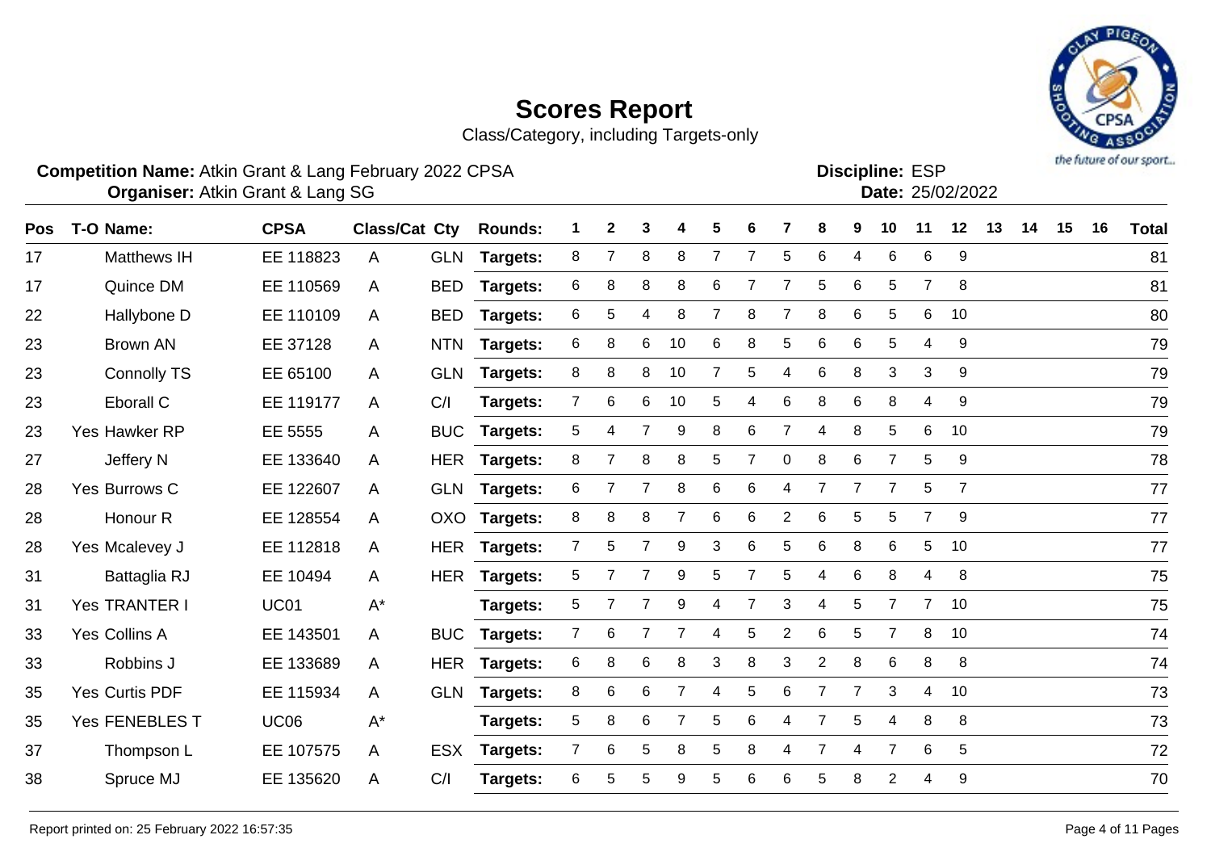# Scores Report

Class/Category, including Targets-only

**Competition Name:** Atkin Grant & Lang February 2022 CPSA
**Organiser:** Atkin Grant & Lang SG

**Discipline:** ESP
**Date:** 25/02/2022

| Pos | T-O | Name: | CPSA | Class/Cat | Cty | Rounds: | 1 | 2 | 3 | 4 | 5 | 6 | 7 | 8 | 9 | 10 | 11 | 12 | 13 | 14 | 15 | 16 | Total |
|---|---|---|---|---|---|---|---|---|---|---|---|---|---|---|---|---|---|---|---|---|---|---|---|
| 17 | | Matthews IH | EE 118823 | A | GLN | Targets: | 8 | 7 | 8 | 8 | 7 | 7 | 5 | 6 | 4 | 6 | 6 | 9 | | | | | 81 |
| 17 | | Quince DM | EE 110569 | A | BED | Targets: | 6 | 8 | 8 | 8 | 6 | 7 | 7 | 5 | 6 | 5 | 7 | 8 | | | | | 81 |
| 22 | | Hallybone D | EE 110109 | A | BED | Targets: | 6 | 5 | 4 | 8 | 7 | 8 | 7 | 8 | 6 | 5 | 6 | 10 | | | | | 80 |
| 23 | | Brown AN | EE 37128 | A | NTN | Targets: | 6 | 8 | 6 | 10 | 6 | 8 | 5 | 6 | 6 | 5 | 4 | 9 | | | | | 79 |
| 23 | | Connolly TS | EE 65100 | A | GLN | Targets: | 8 | 8 | 8 | 10 | 7 | 5 | 4 | 6 | 8 | 3 | 3 | 9 | | | | | 79 |
| 23 | | Eborall C | EE 119177 | A | C/I | Targets: | 7 | 6 | 6 | 10 | 5 | 4 | 6 | 8 | 6 | 8 | 4 | 9 | | | | | 79 |
| 23 | Yes | Hawker RP | EE 5555 | A | BUC | Targets: | 5 | 4 | 7 | 9 | 8 | 6 | 7 | 4 | 8 | 5 | 6 | 10 | | | | | 79 |
| 27 | | Jeffery N | EE 133640 | A | HER | Targets: | 8 | 7 | 8 | 8 | 5 | 7 | 0 | 8 | 6 | 7 | 5 | 9 | | | | | 78 |
| 28 | Yes | Burrows C | EE 122607 | A | GLN | Targets: | 6 | 7 | 7 | 8 | 6 | 6 | 4 | 7 | 7 | 7 | 5 | 7 | | | | | 77 |
| 28 | | Honour R | EE 128554 | A | OXO | Targets: | 8 | 8 | 8 | 7 | 6 | 6 | 2 | 6 | 5 | 5 | 7 | 9 | | | | | 77 |
| 28 | Yes | Mcalevey J | EE 112818 | A | HER | Targets: | 7 | 5 | 7 | 9 | 3 | 6 | 5 | 6 | 8 | 6 | 5 | 10 | | | | | 77 |
| 31 | | Battaglia RJ | EE 10494 | A | HER | Targets: | 5 | 7 | 7 | 9 | 5 | 7 | 5 | 4 | 6 | 8 | 4 | 8 | | | | | 75 |
| 31 | Yes | TRANTER I | UC01 | A* | | Targets: | 5 | 7 | 7 | 9 | 4 | 7 | 3 | 4 | 5 | 7 | 7 | 10 | | | | | 75 |
| 33 | Yes | Collins A | EE 143501 | A | BUC | Targets: | 7 | 6 | 7 | 7 | 4 | 5 | 2 | 6 | 5 | 7 | 8 | 10 | | | | | 74 |
| 33 | | Robbins J | EE 133689 | A | HER | Targets: | 6 | 8 | 6 | 8 | 3 | 8 | 3 | 2 | 8 | 6 | 8 | 8 | | | | | 74 |
| 35 | Yes | Curtis PDF | EE 115934 | A | GLN | Targets: | 8 | 6 | 6 | 7 | 4 | 5 | 6 | 7 | 7 | 3 | 4 | 10 | | | | | 73 |
| 35 | Yes | FENEBLES T | UC06 | A* | | Targets: | 5 | 8 | 6 | 7 | 5 | 6 | 4 | 7 | 5 | 4 | 8 | 8 | | | | | 73 |
| 37 | | Thompson L | EE 107575 | A | ESX | Targets: | 7 | 6 | 5 | 8 | 5 | 8 | 4 | 7 | 4 | 7 | 6 | 5 | | | | | 72 |
| 38 | | Spruce MJ | EE 135620 | A | C/I | Targets: | 6 | 5 | 5 | 9 | 5 | 6 | 6 | 5 | 8 | 2 | 4 | 9 | | | | | 70 |

Report printed on: 25 February 2022 16:57:35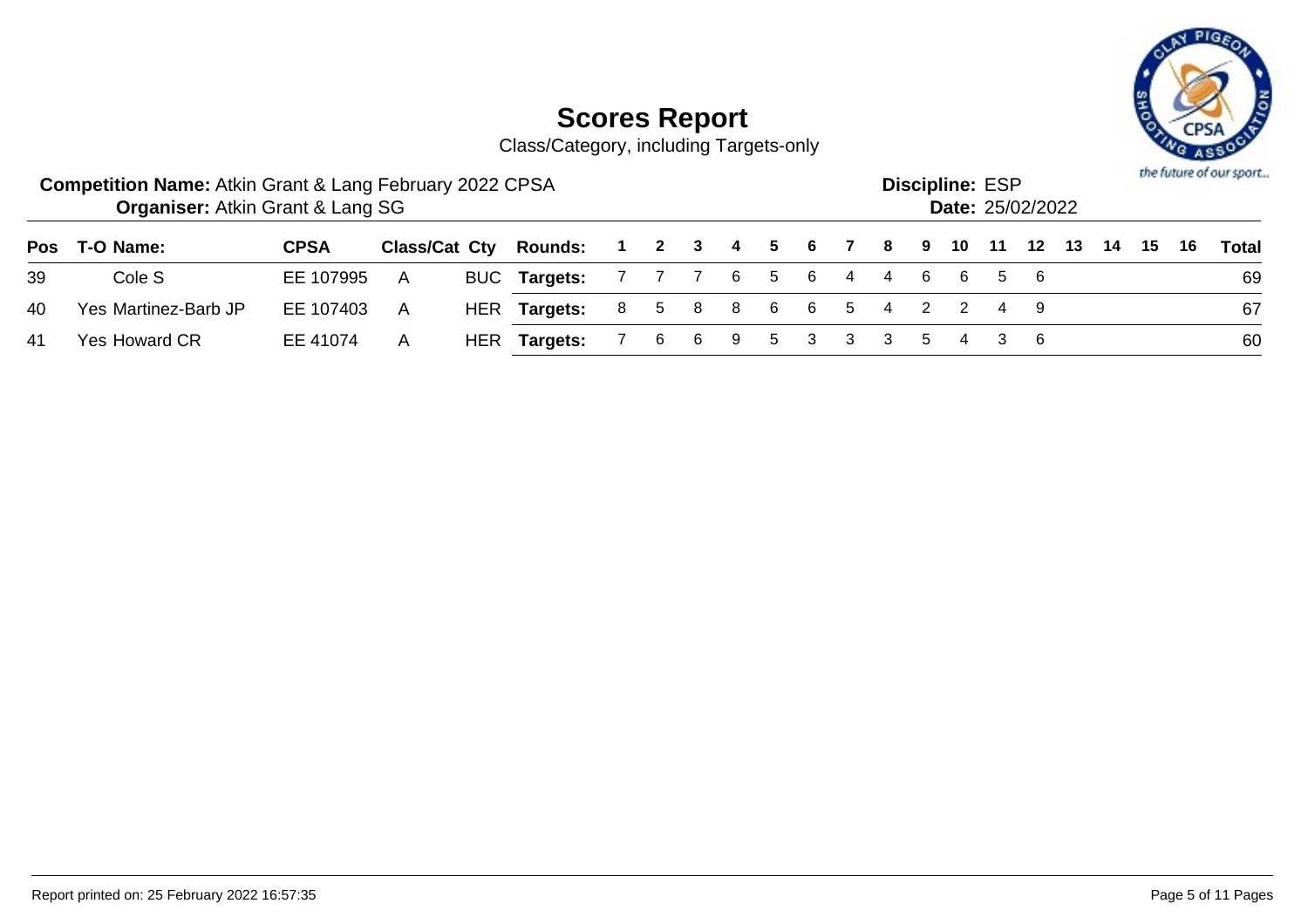# Scores Report

Class/Category, including Targets-only

**Competition Name:** Atkin Grant & Lang February 2022 CPSA
**Organiser:** Atkin Grant & Lang SG

**Discipline:** ESP
**Date:** 25/02/2022

| Pos | T-O | Name: | CPSA | Class/Cat | Cty | Rounds: | 1 | 2 | 3 | 4 | 5 | 6 | 7 | 8 | 9 | 10 | 11 | 12 | 13 | 14 | 15 | 16 | Total |
|---|---|---|---|---|---|---|---|---|---|---|---|---|---|---|---|---|---|---|---|---|---|---|---|
| 39 | | Cole S | EE 107995 | A | BUC | Targets: | 7 | 7 | 7 | 6 | 5 | 6 | 4 | 4 | 6 | 6 | 5 | 6 | | | | | 69 |
| 40 | Yes | Martinez-Barb JP | EE 107403 | A | HER | Targets: | 8 | 5 | 8 | 8 | 6 | 6 | 5 | 4 | 2 | 2 | 4 | 9 | | | | | 67 |
| 41 | Yes | Howard CR | EE 41074 | A | HER | Targets: | 7 | 6 | 6 | 9 | 5 | 3 | 3 | 3 | 5 | 4 | 3 | 6 | | | | | 60 |

Report printed on: 25 February 2022 16:57:35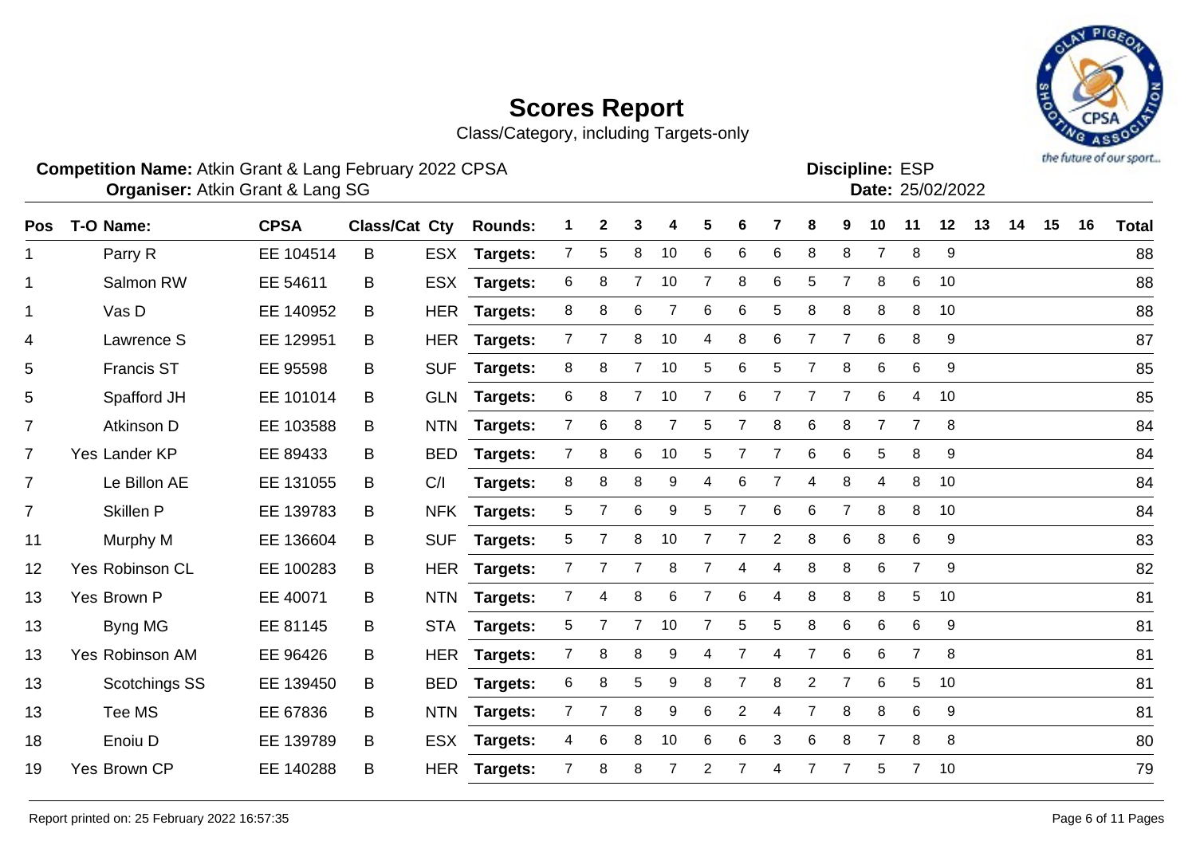# Scores Report

Class/Category, including Targets-only

**Competition Name:** Atkin Grant & Lang February 2022 CPSA
**Organiser:** Atkin Grant & Lang SG

**Discipline:** ESP
**Date:** 25/02/2022

| Pos | T-O | Name: | CPSA | Class/Cat | Cty | Rounds: | 1 | 2 | 3 | 4 | 5 | 6 | 7 | 8 | 9 | 10 | 11 | 12 | 13 | 14 | 15 | 16 | Total |
|---|---|---|---|---|---|---|---|---|---|---|---|---|---|---|---|---|---|---|---|---|---|---|---|
| 1 | | Parry R | EE 104514 | B | ESX | Targets: | 7 | 5 | 8 | 10 | 6 | 6 | 6 | 8 | 8 | 7 | 8 | 9 | | | | | 88 |
| 1 | | Salmon RW | EE 54611 | B | ESX | Targets: | 6 | 8 | 7 | 10 | 7 | 8 | 6 | 5 | 7 | 8 | 6 | 10 | | | | | 88 |
| 1 | | Vas D | EE 140952 | B | HER | Targets: | 8 | 8 | 6 | 7 | 6 | 6 | 5 | 8 | 8 | 8 | 8 | 10 | | | | | 88 |
| 4 | | Lawrence S | EE 129951 | B | HER | Targets: | 7 | 7 | 8 | 10 | 4 | 8 | 6 | 7 | 7 | 6 | 8 | 9 | | | | | 87 |
| 5 | | Francis ST | EE 95598 | B | SUF | Targets: | 8 | 8 | 7 | 10 | 5 | 6 | 5 | 7 | 8 | 6 | 6 | 9 | | | | | 85 |
| 5 | | Spafford JH | EE 101014 | B | GLN | Targets: | 6 | 8 | 7 | 10 | 7 | 6 | 7 | 7 | 7 | 6 | 4 | 10 | | | | | 85 |
| 7 | | Atkinson D | EE 103588 | B | NTN | Targets: | 7 | 6 | 8 | 7 | 5 | 7 | 8 | 6 | 8 | 7 | 7 | 8 | | | | | 84 |
| 7 | Yes | Lander KP | EE 89433 | B | BED | Targets: | 7 | 8 | 6 | 10 | 5 | 7 | 7 | 6 | 6 | 5 | 8 | 9 | | | | | 84 |
| 7 | | Le Billon AE | EE 131055 | B | C/I | Targets: | 8 | 8 | 8 | 9 | 4 | 6 | 7 | 4 | 8 | 4 | 8 | 10 | | | | | 84 |
| 7 | | Skillen P | EE 139783 | B | NFK | Targets: | 5 | 7 | 6 | 9 | 5 | 7 | 6 | 6 | 7 | 8 | 8 | 10 | | | | | 84 |
| 11 | | Murphy M | EE 136604 | B | SUF | Targets: | 5 | 7 | 8 | 10 | 7 | 7 | 2 | 8 | 6 | 8 | 6 | 9 | | | | | 83 |
| 12 | Yes | Robinson CL | EE 100283 | B | HER | Targets: | 7 | 7 | 7 | 8 | 7 | 4 | 4 | 8 | 8 | 6 | 7 | 9 | | | | | 82 |
| 13 | Yes | Brown P | EE 40071 | B | NTN | Targets: | 7 | 4 | 8 | 6 | 7 | 6 | 4 | 8 | 8 | 8 | 5 | 10 | | | | | 81 |
| 13 | | Byng MG | EE 81145 | B | STA | Targets: | 5 | 7 | 7 | 10 | 7 | 5 | 5 | 8 | 6 | 6 | 6 | 9 | | | | | 81 |
| 13 | Yes | Robinson AM | EE 96426 | B | HER | Targets: | 7 | 8 | 8 | 9 | 4 | 7 | 4 | 7 | 6 | 6 | 7 | 8 | | | | | 81 |
| 13 | | Scotchings SS | EE 139450 | B | BED | Targets: | 6 | 8 | 5 | 9 | 8 | 7 | 8 | 2 | 7 | 6 | 5 | 10 | | | | | 81 |
| 13 | | Tee MS | EE 67836 | B | NTN | Targets: | 7 | 7 | 8 | 9 | 6 | 2 | 4 | 7 | 8 | 8 | 6 | 9 | | | | | 81 |
| 18 | | Enoiu D | EE 139789 | B | ESX | Targets: | 4 | 6 | 8 | 10 | 6 | 6 | 3 | 6 | 8 | 7 | 8 | 8 | | | | | 80 |
| 19 | Yes | Brown CP | EE 140288 | B | HER | Targets: | 7 | 8 | 8 | 7 | 2 | 7 | 4 | 7 | 7 | 5 | 7 | 10 | | | | | 79 |

Report printed on: 25 February 2022 16:57:35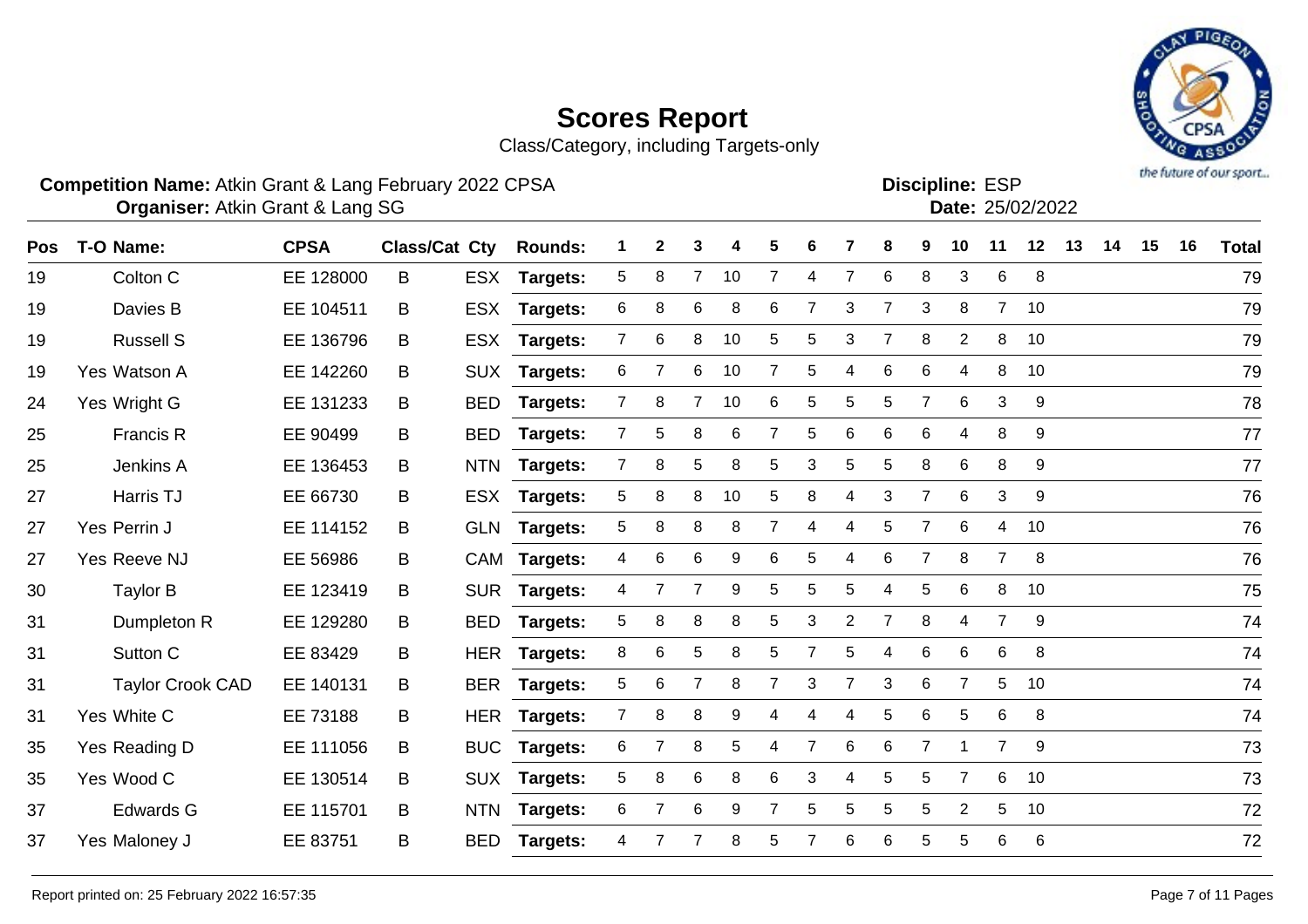# Scores Report

Class/Category, including Targets-only

**Competition Name:** Atkin Grant & Lang February 2022 CPSA
**Organiser:** Atkin Grant & Lang SG

**Discipline:** ESP
**Date:** 25/02/2022

| Pos | T-O | Name: | CPSA | Class/Cat | Cty | Rounds: | 1 | 2 | 3 | 4 | 5 | 6 | 7 | 8 | 9 | 10 | 11 | 12 | 13 | 14 | 15 | 16 | Total |
|---|---|---|---|---|---|---|---|---|---|---|---|---|---|---|---|---|---|---|---|---|---|---|---|
| 19 | | Colton C | EE 128000 | B | ESX | Targets: | 5 | 8 | 7 | 10 | 7 | 4 | 7 | 6 | 8 | 3 | 6 | 8 | | | | | 79 |
| 19 | | Davies B | EE 104511 | B | ESX | Targets: | 6 | 8 | 6 | 8 | 6 | 7 | 3 | 7 | 3 | 8 | 7 | 10 | | | | | 79 |
| 19 | | Russell S | EE 136796 | B | ESX | Targets: | 7 | 6 | 8 | 10 | 5 | 5 | 3 | 7 | 8 | 2 | 8 | 10 | | | | | 79 |
| 19 | Yes | Watson A | EE 142260 | B | SUX | Targets: | 6 | 7 | 6 | 10 | 7 | 5 | 4 | 6 | 6 | 4 | 8 | 10 | | | | | 79 |
| 24 | Yes | Wright G | EE 131233 | B | BED | Targets: | 7 | 8 | 7 | 10 | 6 | 5 | 5 | 5 | 7 | 6 | 3 | 9 | | | | | 78 |
| 25 | | Francis R | EE 90499 | B | BED | Targets: | 7 | 5 | 8 | 6 | 7 | 5 | 6 | 6 | 6 | 4 | 8 | 9 | | | | | 77 |
| 25 | | Jenkins A | EE 136453 | B | NTN | Targets: | 7 | 8 | 5 | 8 | 5 | 3 | 5 | 5 | 8 | 6 | 8 | 9 | | | | | 77 |
| 27 | | Harris TJ | EE 66730 | B | ESX | Targets: | 5 | 8 | 8 | 10 | 5 | 8 | 4 | 3 | 7 | 6 | 3 | 9 | | | | | 76 |
| 27 | Yes | Perrin J | EE 114152 | B | GLN | Targets: | 5 | 8 | 8 | 8 | 7 | 4 | 4 | 5 | 7 | 6 | 4 | 10 | | | | | 76 |
| 27 | Yes | Reeve NJ | EE 56986 | B | CAM | Targets: | 4 | 6 | 6 | 9 | 6 | 5 | 4 | 6 | 7 | 8 | 7 | 8 | | | | | 76 |
| 30 | | Taylor B | EE 123419 | B | SUR | Targets: | 4 | 7 | 7 | 9 | 5 | 5 | 5 | 4 | 5 | 6 | 8 | 10 | | | | | 75 |
| 31 | | Dumpleton R | EE 129280 | B | BED | Targets: | 5 | 8 | 8 | 8 | 5 | 3 | 2 | 7 | 8 | 4 | 7 | 9 | | | | | 74 |
| 31 | | Sutton C | EE 83429 | B | HER | Targets: | 8 | 6 | 5 | 8 | 5 | 7 | 5 | 4 | 6 | 6 | 6 | 8 | | | | | 74 |
| 31 | | Taylor Crook CAD | EE 140131 | B | BER | Targets: | 5 | 6 | 7 | 8 | 7 | 3 | 7 | 3 | 6 | 7 | 5 | 10 | | | | | 74 |
| 31 | Yes | White C | EE 73188 | B | HER | Targets: | 7 | 8 | 8 | 9 | 4 | 4 | 4 | 5 | 6 | 5 | 6 | 8 | | | | | 74 |
| 35 | Yes | Reading D | EE 111056 | B | BUC | Targets: | 6 | 7 | 8 | 5 | 4 | 7 | 6 | 6 | 7 | 1 | 7 | 9 | | | | | 73 |
| 35 | Yes | Wood C | EE 130514 | B | SUX | Targets: | 5 | 8 | 6 | 8 | 6 | 3 | 4 | 5 | 5 | 7 | 6 | 10 | | | | | 73 |
| 37 | | Edwards G | EE 115701 | B | NTN | Targets: | 6 | 7 | 6 | 9 | 7 | 5 | 5 | 5 | 5 | 2 | 5 | 10 | | | | | 72 |
| 37 | Yes | Maloney J | EE 83751 | B | BED | Targets: | 4 | 7 | 7 | 8 | 5 | 7 | 6 | 6 | 5 | 5 | 6 | 6 | | | | | 72 |

Report printed on: 25 February 2022 16:57:35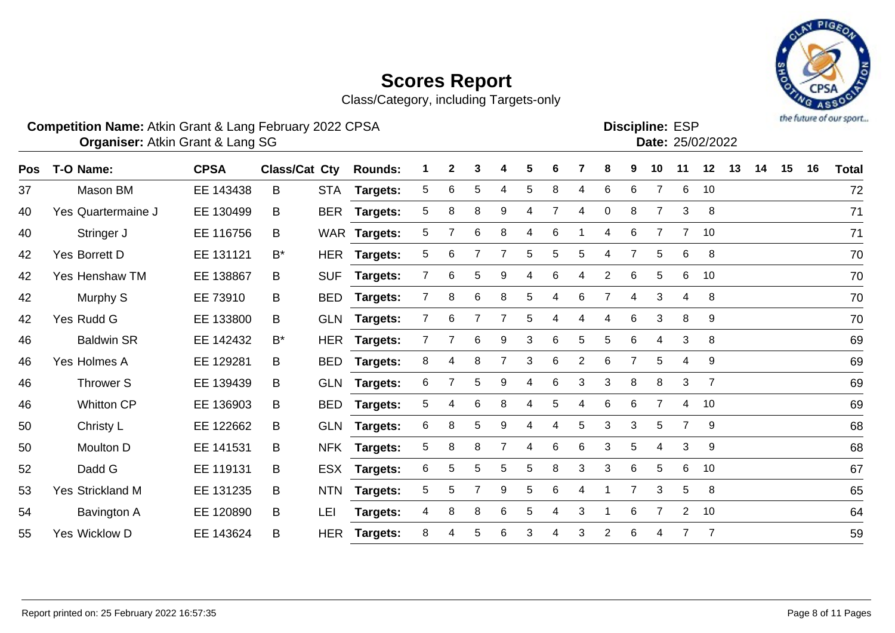# Scores Report

Class/Category, including Targets-only

**Competition Name:** Atkin Grant & Lang February 2022 CPSA
**Organiser:** Atkin Grant & Lang SG

**Discipline:** ESP
**Date:** 25/02/2022

| Pos | T-O | Name: | CPSA | Class/Cat | Cty | Rounds: | 1 | 2 | 3 | 4 | 5 | 6 | 7 | 8 | 9 | 10 | 11 | 12 | 13 | 14 | 15 | 16 | Total |
|---|---|---|---|---|---|---|---|---|---|---|---|---|---|---|---|---|---|---|---|---|---|---|---|
| 37 | | Mason BM | EE 143438 | B | STA | Targets: | 5 | 6 | 5 | 4 | 5 | 8 | 4 | 6 | 6 | 7 | 6 | 10 | | | | | 72 |
| 40 | Yes | Quartermaine J | EE 130499 | B | BER | Targets: | 5 | 8 | 8 | 9 | 4 | 7 | 4 | 0 | 8 | 7 | 3 | 8 | | | | | 71 |
| 40 | | Stringer J | EE 116756 | B | WAR | Targets: | 5 | 7 | 6 | 8 | 4 | 6 | 1 | 4 | 6 | 7 | 7 | 10 | | | | | 71 |
| 42 | Yes | Borrett D | EE 131121 | B* | HER | Targets: | 5 | 6 | 7 | 7 | 5 | 5 | 5 | 4 | 7 | 5 | 6 | 8 | | | | | 70 |
| 42 | Yes | Henshaw TM | EE 138867 | B | SUF | Targets: | 7 | 6 | 5 | 9 | 4 | 6 | 4 | 2 | 6 | 5 | 6 | 10 | | | | | 70 |
| 42 | | Murphy S | EE 73910 | B | BED | Targets: | 7 | 8 | 6 | 8 | 5 | 4 | 6 | 7 | 4 | 3 | 4 | 8 | | | | | 70 |
| 42 | Yes | Rudd G | EE 133800 | B | GLN | Targets: | 7 | 6 | 7 | 7 | 5 | 4 | 4 | 4 | 6 | 3 | 8 | 9 | | | | | 70 |
| 46 | | Baldwin SR | EE 142432 | B* | HER | Targets: | 7 | 7 | 6 | 9 | 3 | 6 | 5 | 5 | 6 | 4 | 3 | 8 | | | | | 69 |
| 46 | Yes | Holmes A | EE 129281 | B | BED | Targets: | 8 | 4 | 8 | 7 | 3 | 6 | 2 | 6 | 7 | 5 | 4 | 9 | | | | | 69 |
| 46 | | Thrower S | EE 139439 | B | GLN | Targets: | 6 | 7 | 5 | 9 | 4 | 6 | 3 | 3 | 8 | 8 | 3 | 7 | | | | | 69 |
| 46 | | Whitton CP | EE 136903 | B | BED | Targets: | 5 | 4 | 6 | 8 | 4 | 5 | 4 | 6 | 6 | 7 | 4 | 10 | | | | | 69 |
| 50 | | Christy L | EE 122662 | B | GLN | Targets: | 6 | 8 | 5 | 9 | 4 | 4 | 5 | 3 | 3 | 5 | 7 | 9 | | | | | 68 |
| 50 | | Moulton D | EE 141531 | B | NFK | Targets: | 5 | 8 | 8 | 7 | 4 | 6 | 6 | 3 | 5 | 4 | 3 | 9 | | | | | 68 |
| 52 | | Dadd G | EE 119131 | B | ESX | Targets: | 6 | 5 | 5 | 5 | 5 | 8 | 3 | 3 | 6 | 5 | 6 | 10 | | | | | 67 |
| 53 | Yes | Strickland M | EE 131235 | B | NTN | Targets: | 5 | 5 | 7 | 9 | 5 | 6 | 4 | 1 | 7 | 3 | 5 | 8 | | | | | 65 |
| 54 | | Bavington A | EE 120890 | B | LEI | Targets: | 4 | 8 | 8 | 6 | 5 | 4 | 3 | 1 | 6 | 7 | 2 | 10 | | | | | 64 |
| 55 | Yes | Wicklow D | EE 143624 | B | HER | Targets: | 8 | 4 | 5 | 6 | 3 | 4 | 3 | 2 | 6 | 4 | 7 | 7 | | | | | 59 |

Report printed on: 25 February 2022 16:57:35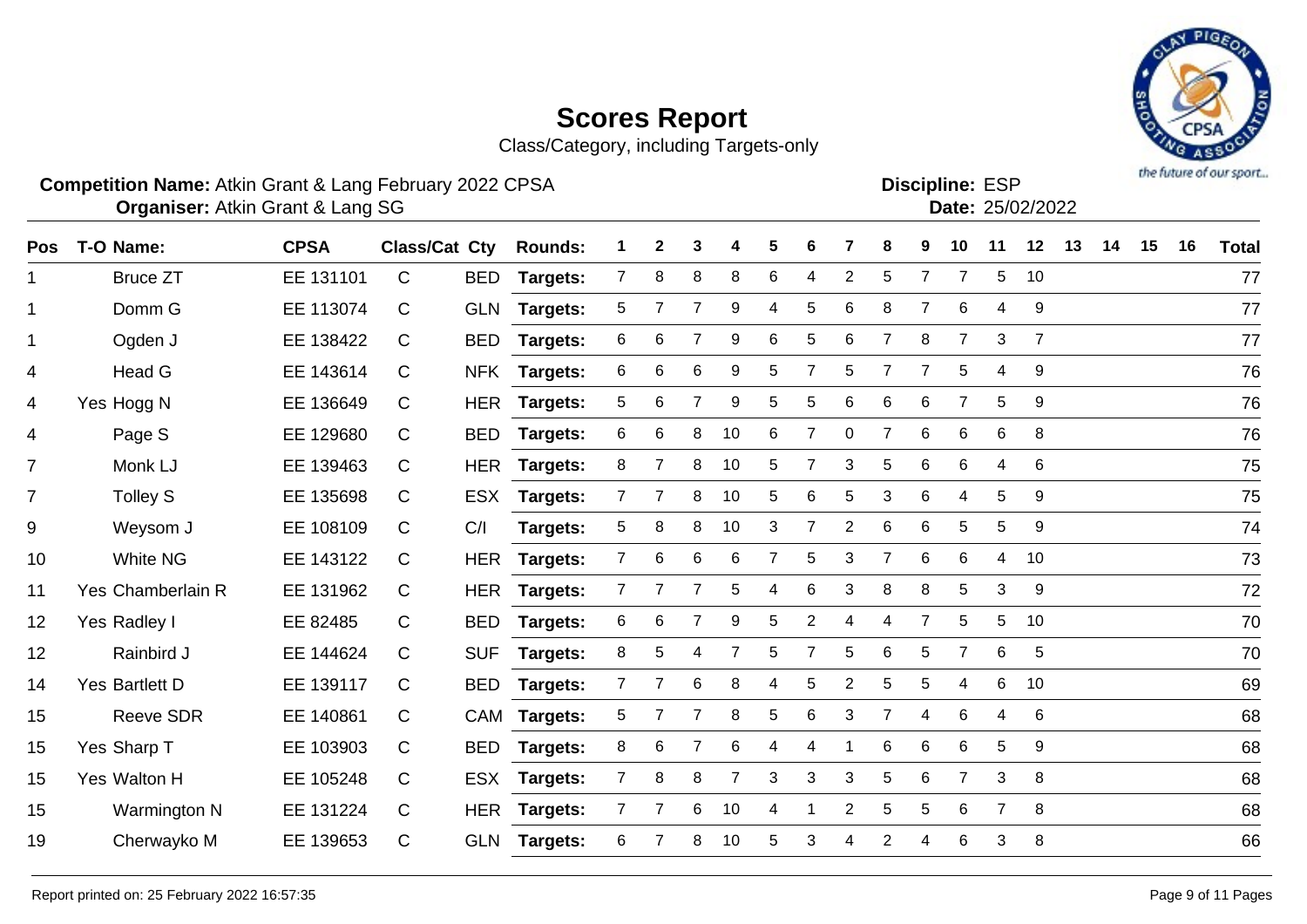# Scores Report

Class/Category, including Targets-only

**Competition Name:** Atkin Grant & Lang February 2022 CPSA
**Organiser:** Atkin Grant & Lang SG

**Discipline:** ESP
**Date:** 25/02/2022

| Pos | T-O | Name: | CPSA | Class/Cat | Cty | Rounds: | 1 | 2 | 3 | 4 | 5 | 6 | 7 | 8 | 9 | 10 | 11 | 12 | 13 | 14 | 15 | 16 | Total |
|---|---|---|---|---|---|---|---|---|---|---|---|---|---|---|---|---|---|---|---|---|---|---|---|
| 1 | | Bruce ZT | EE 131101 | C | BED | Targets: | 7 | 8 | 8 | 8 | 6 | 4 | 2 | 5 | 7 | 7 | 5 | 10 | | | | | 77 |
| 1 | | Domm G | EE 113074 | C | GLN | Targets: | 5 | 7 | 7 | 9 | 4 | 5 | 6 | 8 | 7 | 6 | 4 | 9 | | | | | 77 |
| 1 | | Ogden J | EE 138422 | C | BED | Targets: | 6 | 6 | 7 | 9 | 6 | 5 | 6 | 7 | 8 | 7 | 3 | 7 | | | | | 77 |
| 4 | | Head G | EE 143614 | C | NFK | Targets: | 6 | 6 | 6 | 9 | 5 | 7 | 5 | 7 | 7 | 5 | 4 | 9 | | | | | 76 |
| 4 | Yes | Hogg N | EE 136649 | C | HER | Targets: | 5 | 6 | 7 | 9 | 5 | 5 | 6 | 6 | 6 | 7 | 5 | 9 | | | | | 76 |
| 4 | | Page S | EE 129680 | C | BED | Targets: | 6 | 6 | 8 | 10 | 6 | 7 | 0 | 7 | 6 | 6 | 6 | 8 | | | | | 76 |
| 7 | | Monk LJ | EE 139463 | C | HER | Targets: | 8 | 7 | 8 | 10 | 5 | 7 | 3 | 5 | 6 | 6 | 4 | 6 | | | | | 75 |
| 7 | | Tolley S | EE 135698 | C | ESX | Targets: | 7 | 7 | 8 | 10 | 5 | 6 | 5 | 3 | 6 | 4 | 5 | 9 | | | | | 75 |
| 9 | | Weysom J | EE 108109 | C | C/I | Targets: | 5 | 8 | 8 | 10 | 3 | 7 | 2 | 6 | 6 | 5 | 5 | 9 | | | | | 74 |
| 10 | | White NG | EE 143122 | C | HER | Targets: | 7 | 6 | 6 | 6 | 7 | 5 | 3 | 7 | 6 | 6 | 4 | 10 | | | | | 73 |
| 11 | Yes | Chamberlain R | EE 131962 | C | HER | Targets: | 7 | 7 | 7 | 5 | 4 | 6 | 3 | 8 | 8 | 5 | 3 | 9 | | | | | 72 |
| 12 | Yes | Radley I | EE 82485 | C | BED | Targets: | 6 | 6 | 7 | 9 | 5 | 2 | 4 | 4 | 7 | 5 | 5 | 10 | | | | | 70 |
| 12 | | Rainbird J | EE 144624 | C | SUF | Targets: | 8 | 5 | 4 | 7 | 5 | 7 | 5 | 6 | 5 | 7 | 6 | 5 | | | | | 70 |
| 14 | Yes | Bartlett D | EE 139117 | C | BED | Targets: | 7 | 7 | 6 | 8 | 4 | 5 | 2 | 5 | 5 | 4 | 6 | 10 | | | | | 69 |
| 15 | | Reeve SDR | EE 140861 | C | CAM | Targets: | 5 | 7 | 7 | 8 | 5 | 6 | 3 | 7 | 4 | 6 | 4 | 6 | | | | | 68 |
| 15 | Yes | Sharp T | EE 103903 | C | BED | Targets: | 8 | 6 | 7 | 6 | 4 | 4 | 1 | 6 | 6 | 6 | 5 | 9 | | | | | 68 |
| 15 | Yes | Walton H | EE 105248 | C | ESX | Targets: | 7 | 8 | 8 | 7 | 3 | 3 | 3 | 5 | 6 | 7 | 3 | 8 | | | | | 68 |
| 15 | | Warmington N | EE 131224 | C | HER | Targets: | 7 | 7 | 6 | 10 | 4 | 1 | 2 | 5 | 5 | 6 | 7 | 8 | | | | | 68 |
| 19 | | Cherwayko M | EE 139653 | C | GLN | Targets: | 6 | 7 | 8 | 10 | 5 | 3 | 4 | 2 | 4 | 6 | 3 | 8 | | | | | 66 |

Report printed on: 25 February 2022 16:57:35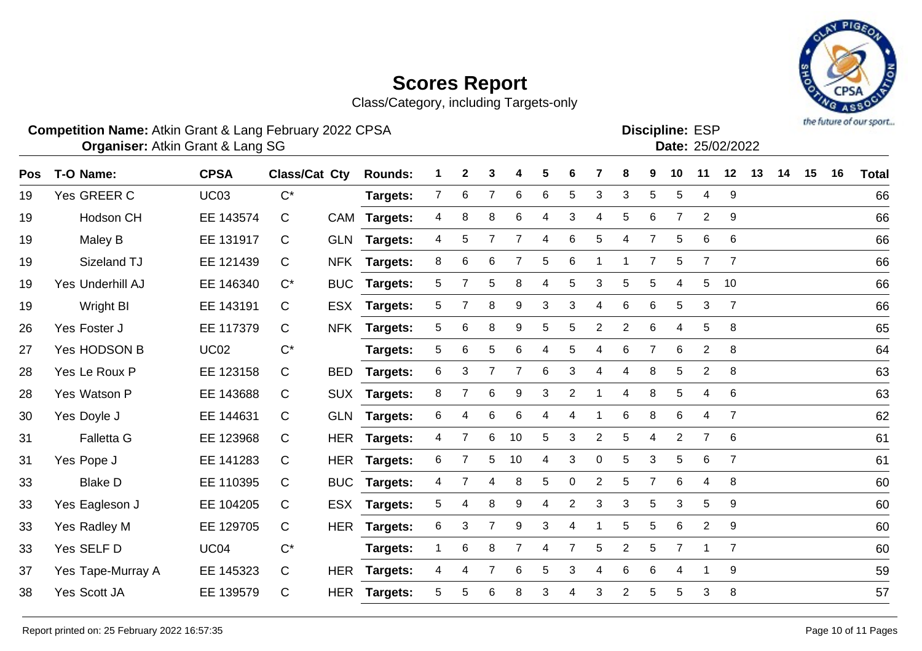# Scores Report

Class/Category, including Targets-only

**Competition Name:** Atkin Grant & Lang February 2022 CPSA
**Organiser:** Atkin Grant & Lang SG

**Discipline:** ESP
**Date:** 25/02/2022

| Pos | T-O | Name: | CPSA | Class/Cat | Cty | Rounds: | 1 | 2 | 3 | 4 | 5 | 6 | 7 | 8 | 9 | 10 | 11 | 12 | 13 | 14 | 15 | 16 | Total |
|---|---|---|---|---|---|---|---|---|---|---|---|---|---|---|---|---|---|---|---|---|---|---|---|
| 19 | Yes | GREER C | UC03 | C* | | Targets: | 7 | 6 | 7 | 6 | 6 | 5 | 3 | 3 | 5 | 5 | 4 | 9 | | | | | 66 |
| 19 | | Hodson CH | EE 143574 | C | CAM | Targets: | 4 | 8 | 8 | 6 | 4 | 3 | 4 | 5 | 6 | 7 | 2 | 9 | | | | | 66 |
| 19 | | Maley B | EE 131917 | C | GLN | Targets: | 4 | 5 | 7 | 7 | 4 | 6 | 5 | 4 | 7 | 5 | 6 | 6 | | | | | 66 |
| 19 | | Sizeland TJ | EE 121439 | C | NFK | Targets: | 8 | 6 | 6 | 7 | 5 | 6 | 1 | 1 | 7 | 5 | 7 | 7 | | | | | 66 |
| 19 | Yes | Underhill AJ | EE 146340 | C* | BUC | Targets: | 5 | 7 | 5 | 8 | 4 | 5 | 3 | 5 | 5 | 4 | 5 | 10 | | | | | 66 |
| 19 | | Wright BI | EE 143191 | C | ESX | Targets: | 5 | 7 | 8 | 9 | 3 | 3 | 4 | 6 | 6 | 5 | 3 | 7 | | | | | 66 |
| 26 | Yes | Foster J | EE 117379 | C | NFK | Targets: | 5 | 6 | 8 | 9 | 5 | 5 | 2 | 2 | 6 | 4 | 5 | 8 | | | | | 65 |
| 27 | Yes | HODSON B | UC02 | C* | | Targets: | 5 | 6 | 5 | 6 | 4 | 5 | 4 | 6 | 7 | 6 | 2 | 8 | | | | | 64 |
| 28 | Yes | Le Roux P | EE 123158 | C | BED | Targets: | 6 | 3 | 7 | 7 | 6 | 3 | 4 | 4 | 8 | 5 | 2 | 8 | | | | | 63 |
| 28 | Yes | Watson P | EE 143688 | C | SUX | Targets: | 8 | 7 | 6 | 9 | 3 | 2 | 1 | 4 | 8 | 5 | 4 | 6 | | | | | 63 |
| 30 | Yes | Doyle J | EE 144631 | C | GLN | Targets: | 6 | 4 | 6 | 6 | 4 | 4 | 1 | 6 | 8 | 6 | 4 | 7 | | | | | 62 |
| 31 | | Falletta G | EE 123968 | C | HER | Targets: | 4 | 7 | 6 | 10 | 5 | 3 | 2 | 5 | 4 | 2 | 7 | 6 | | | | | 61 |
| 31 | Yes | Pope J | EE 141283 | C | HER | Targets: | 6 | 7 | 5 | 10 | 4 | 3 | 0 | 5 | 3 | 5 | 6 | 7 | | | | | 61 |
| 33 | | Blake D | EE 110395 | C | BUC | Targets: | 4 | 7 | 4 | 8 | 5 | 0 | 2 | 5 | 7 | 6 | 4 | 8 | | | | | 60 |
| 33 | Yes | Eagleson J | EE 104205 | C | ESX | Targets: | 5 | 4 | 8 | 9 | 4 | 2 | 3 | 3 | 5 | 3 | 5 | 9 | | | | | 60 |
| 33 | Yes | Radley M | EE 129705 | C | HER | Targets: | 6 | 3 | 7 | 9 | 3 | 4 | 1 | 5 | 5 | 6 | 2 | 9 | | | | | 60 |
| 33 | Yes | SELF D | UC04 | C* | | Targets: | 1 | 6 | 8 | 7 | 4 | 7 | 5 | 2 | 5 | 7 | 1 | 7 | | | | | 60 |
| 37 | Yes | Tape-Murray A | EE 145323 | C | HER | Targets: | 4 | 4 | 7 | 6 | 5 | 3 | 4 | 6 | 6 | 4 | 1 | 9 | | | | | 59 |
| 38 | Yes | Scott JA | EE 139579 | C | HER | Targets: | 5 | 5 | 6 | 8 | 3 | 4 | 3 | 2 | 5 | 5 | 3 | 8 | | | | | 57 |

Report printed on: 25 February 2022 16:57:35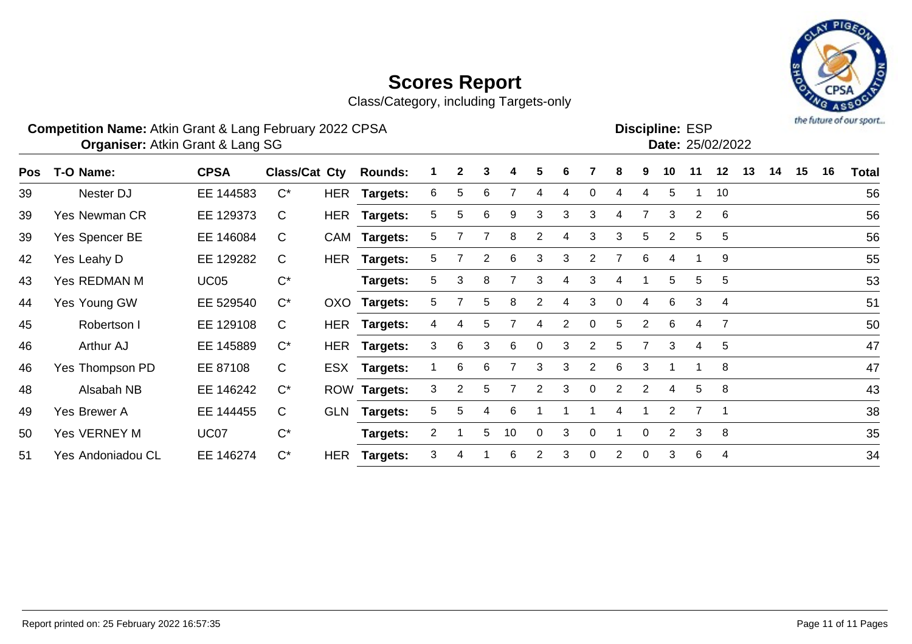# Scores Report

Class/Category, including Targets-only

**Competition Name:** Atkin Grant & Lang February 2022 CPSA
**Organiser:** Atkin Grant & Lang SG

**Discipline:** ESP
**Date:** 25/02/2022

| Pos | T-O | Name: | CPSA | Class/Cat | Cty | Rounds: | 1 | 2 | 3 | 4 | 5 | 6 | 7 | 8 | 9 | 10 | 11 | 12 | 13 | 14 | 15 | 16 | Total |
|---|---|---|---|---|---|---|---|---|---|---|---|---|---|---|---|---|---|---|---|---|---|---|---|
| 39 | | Nester DJ | EE 144583 | C* | HER | Targets: | 6 | 5 | 6 | 7 | 4 | 4 | 0 | 4 | 4 | 5 | 1 | 10 | | | | | 56 |
| 39 | Yes | Newman CR | EE 129373 | C | HER | Targets: | 5 | 5 | 6 | 9 | 3 | 3 | 3 | 4 | 7 | 3 | 2 | 6 | | | | | 56 |
| 39 | Yes | Spencer BE | EE 146084 | C | CAM | Targets: | 5 | 7 | 7 | 8 | 2 | 4 | 3 | 3 | 5 | 2 | 5 | 5 | | | | | 56 |
| 42 | Yes | Leahy D | EE 129282 | C | HER | Targets: | 5 | 7 | 2 | 6 | 3 | 3 | 2 | 7 | 6 | 4 | 1 | 9 | | | | | 55 |
| 43 | Yes | REDMAN M | UC05 | C* | | Targets: | 5 | 3 | 8 | 7 | 3 | 4 | 3 | 4 | 1 | 5 | 5 | 5 | | | | | 53 |
| 44 | Yes | Young GW | EE 529540 | C* | OXO | Targets: | 5 | 7 | 5 | 8 | 2 | 4 | 3 | 0 | 4 | 6 | 3 | 4 | | | | | 51 |
| 45 | | Robertson I | EE 129108 | C | HER | Targets: | 4 | 4 | 5 | 7 | 4 | 2 | 0 | 5 | 2 | 6 | 4 | 7 | | | | | 50 |
| 46 | | Arthur AJ | EE 145889 | C* | HER | Targets: | 3 | 6 | 3 | 6 | 0 | 3 | 2 | 5 | 7 | 3 | 4 | 5 | | | | | 47 |
| 46 | Yes | Thompson PD | EE 87108 | C | ESX | Targets: | 1 | 6 | 6 | 7 | 3 | 3 | 2 | 6 | 3 | 1 | 1 | 8 | | | | | 47 |
| 48 | | Alsabah NB | EE 146242 | C* | ROW | Targets: | 3 | 2 | 5 | 7 | 2 | 3 | 0 | 2 | 2 | 4 | 5 | 8 | | | | | 43 |
| 49 | Yes | Brewer A | EE 144455 | C | GLN | Targets: | 5 | 5 | 4 | 6 | 1 | 1 | 1 | 4 | 1 | 2 | 7 | 1 | | | | | 38 |
| 50 | Yes | VERNEY M | UC07 | C* | | Targets: | 2 | 1 | 5 | 10 | 0 | 3 | 0 | 1 | 0 | 2 | 3 | 8 | | | | | 35 |
| 51 | Yes | Andoniadou CL | EE 146274 | C* | HER | Targets: | 3 | 4 | 1 | 6 | 2 | 3 | 0 | 2 | 0 | 3 | 6 | 4 | | | | | 34 |

Report printed on: 25 February 2022 16:57:35